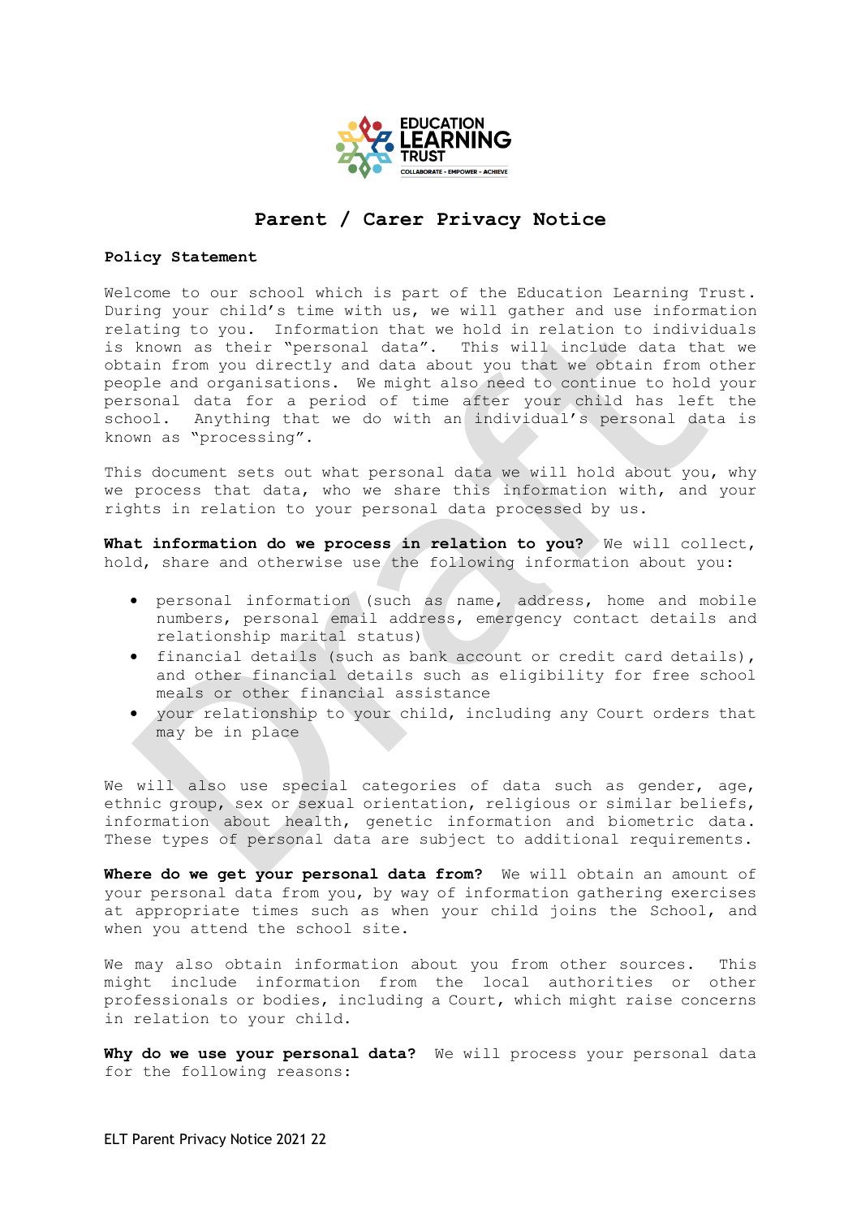# Parent / Carer Privacy Notice

## Policy Statement

Welcome to our school which is part of the Education Learning Trust. During your child's time with us, we will gather and use information relating to you. Information that we hold in relation to individuals is known as their "personal data". This will include data that we obtain from you directly and data about you that we obtain from other people and organisations. We might also need to continue to hold your personal data for a period of time after your child has left the school. Anything that we do with an individual's personal data is known as "processing".

This document sets out what personal data we will hold about you, why we process that data, who we share this information with, and your rights in relation to your personal data processed by us.

**What information do we process in relation to you?** We will collect, hold, share and otherwise use the following information about you:

- personal information (such as name, address, home and mobile numbers, personal email address, emergency contact details and relationship marital status)
- financial details (such as bank account or credit card details), and other financial details such as eligibility for free school meals or other financial assistance
- your relationship to your child, including any Court orders that may be in place

We will also use special categories of data such as gender, age, ethnic group, sex or sexual orientation, religious or similar beliefs, information about health, genetic information and biometric data. These types of personal data are subject to additional requirements.

**Where do we get your personal data from?** We will obtain an amount of your personal data from you, by way of information gathering exercises at appropriate times such as when your child joins the School, and when you attend the school site.

We may also obtain information about you from other sources. This might include information from the local authorities or other professionals or bodies, including a Court, which might raise concerns in relation to your child.

**Why do we use your personal data?** We will process your personal data for the following reasons: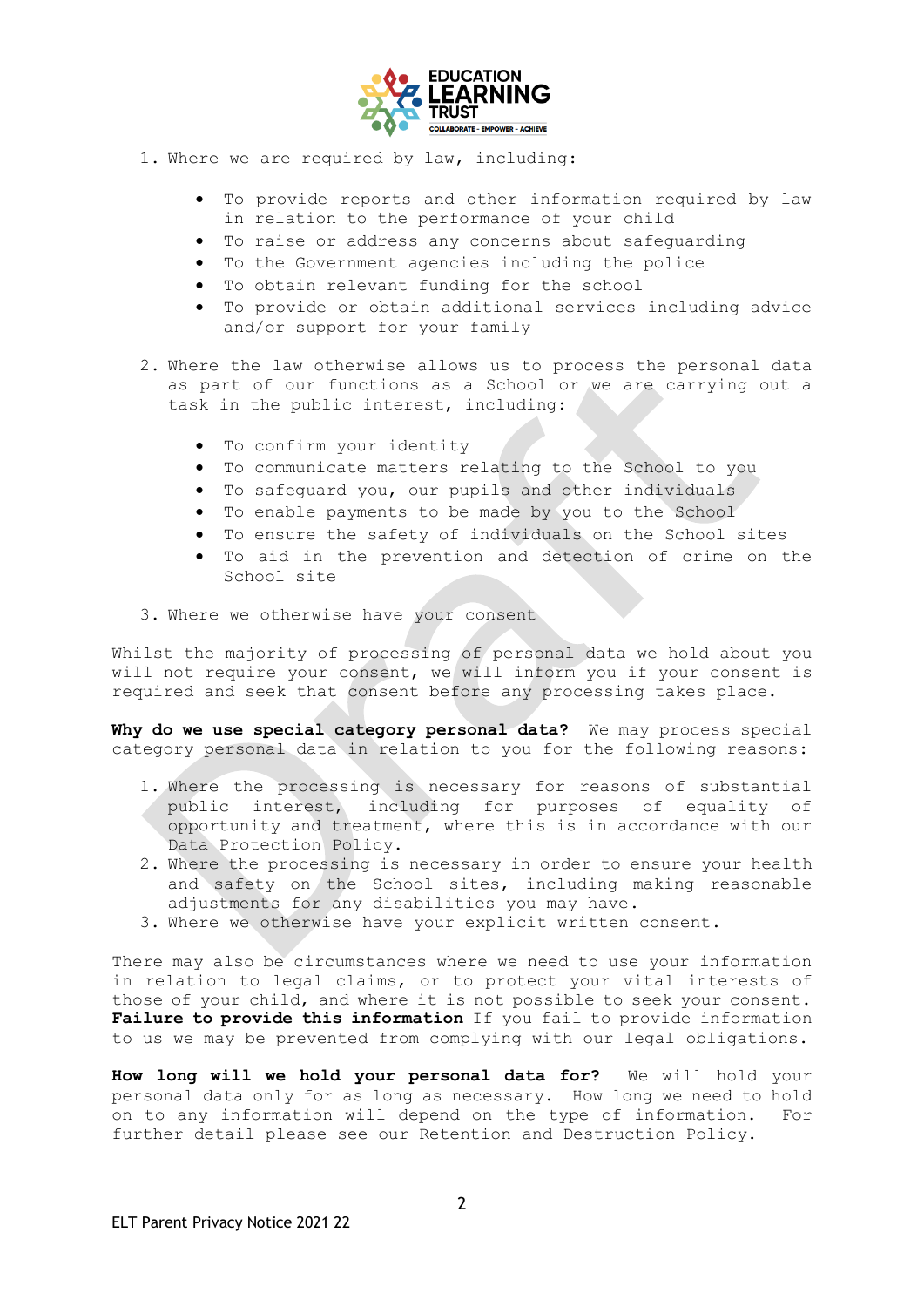1. Where we are required by law, including:

    - To provide reports and other information required by law in relation to the performance of your child
    - To raise or address any concerns about safeguarding
    - To the Government agencies including the police
    - To obtain relevant funding for the school
    - To provide or obtain additional services including advice and/or support for your family

2. Where the law otherwise allows us to process the personal data as part of our functions as a School or we are carrying out a task in the public interest, including:

    - To confirm your identity
    - To communicate matters relating to the School to you
    - To safeguard you, our pupils and other individuals
    - To enable payments to be made by you to the School
    - To ensure the safety of individuals on the School sites
    - To aid in the prevention and detection of crime on the School site

3. Where we otherwise have your consent

Whilst the majority of processing of personal data we hold about you will not require your consent, we will inform you if your consent is required and seek that consent before any processing takes place.

**Why do we use special category personal data?** We may process special category personal data in relation to you for the following reasons:

1. Where the processing is necessary for reasons of substantial public interest, including for purposes of equality of opportunity and treatment, where this is in accordance with our Data Protection Policy.
2. Where the processing is necessary in order to ensure your health and safety on the School sites, including making reasonable adjustments for any disabilities you may have.
3. Where we otherwise have your explicit written consent.

There may also be circumstances where we need to use your information in relation to legal claims, or to protect your vital interests of those of your child, and where it is not possible to seek your consent. **Failure to provide this information** If you fail to provide information to us we may be prevented from complying with our legal obligations.

**How long will we hold your personal data for?** We will hold your personal data only for as long as necessary. How long we need to hold on to any information will depend on the type of information. For further detail please see our Retention and Destruction Policy.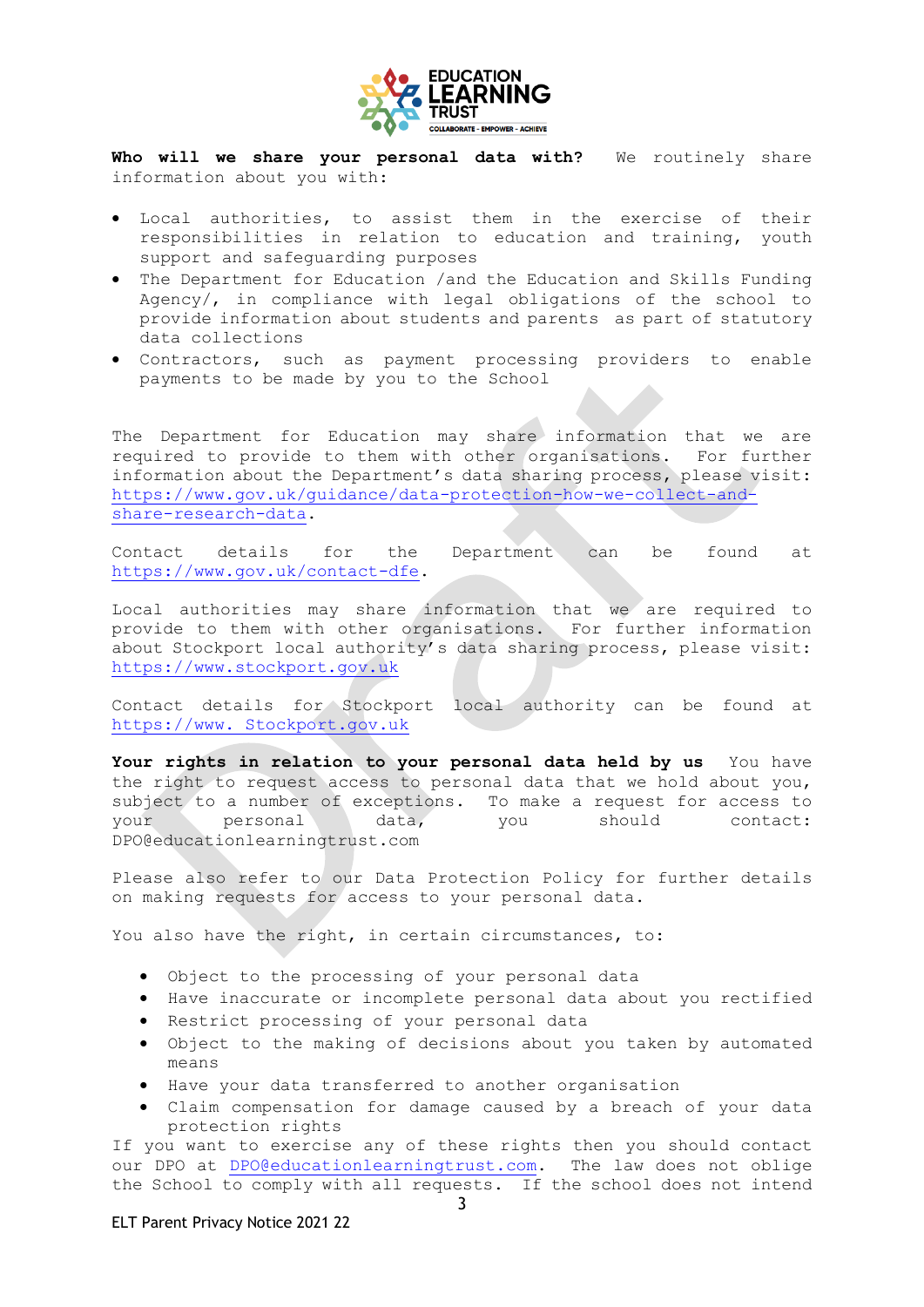**Who will we share your personal data with?** We routinely share information about you with:

- Local authorities, to assist them in the exercise of their responsibilities in relation to education and training, youth support and safeguarding purposes
- The Department for Education /and the Education and Skills Funding Agency/, in compliance with legal obligations of the school to provide information about students and parents as part of statutory data collections
- Contractors, such as payment processing providers to enable payments to be made by you to the School

The Department for Education may share information that we are required to provide to them with other organisations. For further information about the Department's data sharing process, please visit: https://www.gov.uk/guidance/data-protection-how-we-collect-and-share-research-data.

Contact details for the Department can be found at https://www.gov.uk/contact-dfe.

Local authorities may share information that we are required to provide to them with other organisations. For further information about Stockport local authority's data sharing process, please visit: https://www.stockport.gov.uk

Contact details for Stockport local authority can be found at https://www. Stockport.gov.uk

**Your rights in relation to your personal data held by us** You have the right to request access to personal data that we hold about you, subject to a number of exceptions. To make a request for access to your personal data, you should contact: DPO@educationlearningtrust.com

Please also refer to our Data Protection Policy for further details on making requests for access to your personal data.

You also have the right, in certain circumstances, to:

- Object to the processing of your personal data
- Have inaccurate or incomplete personal data about you rectified
- Restrict processing of your personal data
- Object to the making of decisions about you taken by automated means
- Have your data transferred to another organisation
- Claim compensation for damage caused by a breach of your data protection rights

If you want to exercise any of these rights then you should contact our DPO at DPO@educationlearningtrust.com. The law does not oblige the School to comply with all requests. If the school does not intend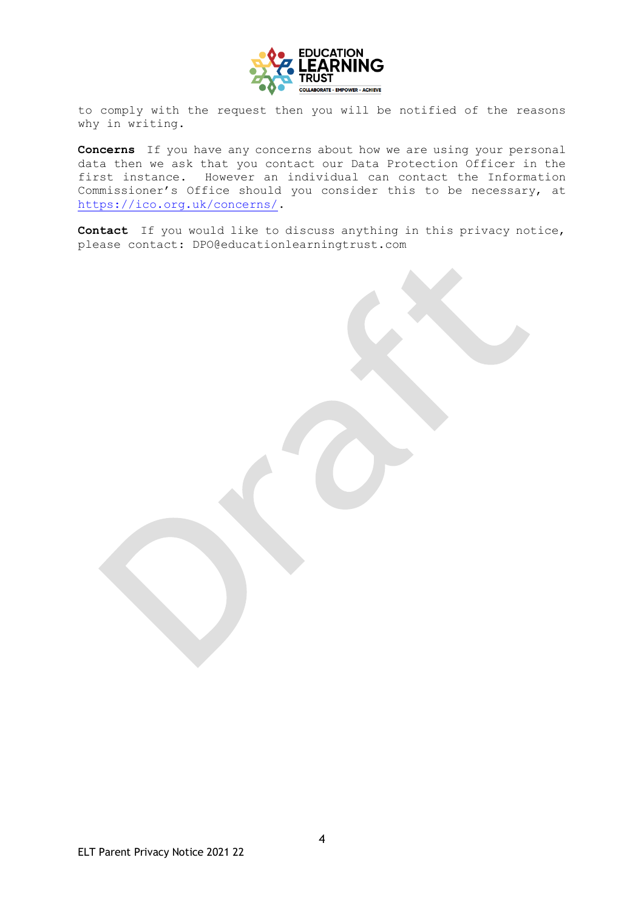to comply with the request then you will be notified of the reasons why in writing.

**Concerns** If you have any concerns about how we are using your personal data then we ask that you contact our Data Protection Officer in the first instance. However an individual can contact the Information Commissioner's Office should you consider this to be necessary, at https://ico.org.uk/concerns/.

**Contact** If you would like to discuss anything in this privacy notice, please contact: DPO@educationlearningtrust.com